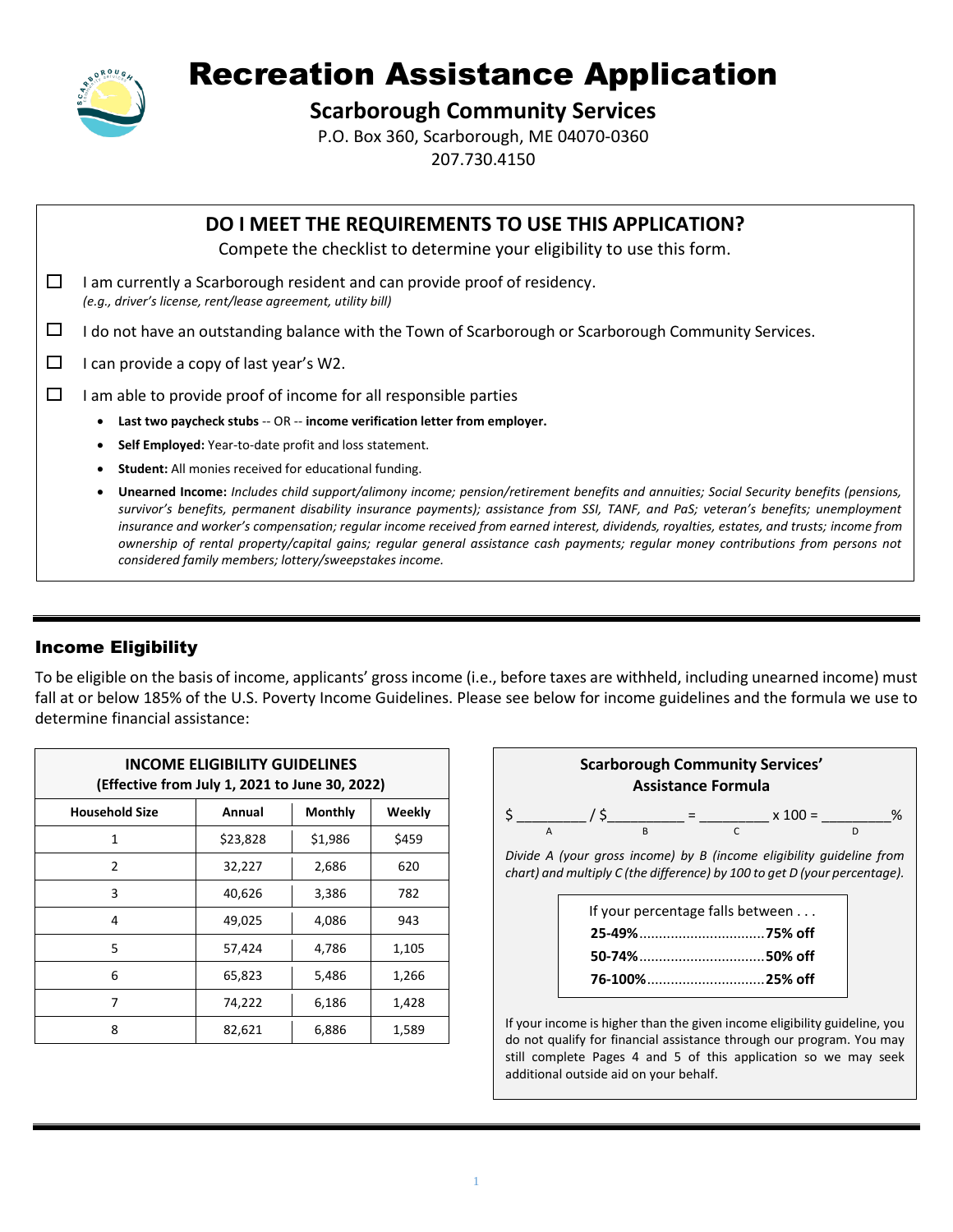# Recreation Assistance Application

## Scarborough Community Services

P.O. Box 360, Scarborough, ME 04070-0360
207.730.4150

## DO I MEET THE REQUIREMENTS TO USE THIS APPLICATION?

Compete the checklist to determine your eligibility to use this form.

- ☐ I am currently a Scarborough resident and can provide proof of residency. *(e.g., driver's license, rent/lease agreement, utility bill)*
- ☐ I do not have an outstanding balance with the Town of Scarborough or Scarborough Community Services.
- ☐ I can provide a copy of last year's W2.
- ☐ I am able to provide proof of income for all responsible parties
  - **Last two paycheck stubs** -- OR -- **income verification letter from employer.**
  - **Self Employed:** Year-to-date profit and loss statement.
  - **Student:** All monies received for educational funding.
  - **Unearned Income:** *Includes child support/alimony income; pension/retirement benefits and annuities; Social Security benefits (pensions, survivor's benefits, permanent disability insurance payments); assistance from SSI, TANF, and PaS; veteran's benefits; unemployment insurance and worker's compensation; regular income received from earned interest, dividends, royalties, estates, and trusts; income from ownership of rental property/capital gains; regular general assistance cash payments; regular money contributions from persons not considered family members; lottery/sweepstakes income.*

## Income Eligibility

To be eligible on the basis of income, applicants' gross income (i.e., before taxes are withheld, including unearned income) must fall at or below 185% of the U.S. Poverty Income Guidelines. Please see below for income guidelines and the formula we use to determine financial assistance:

**INCOME ELIGIBILITY GUIDELINES (Effective from July 1, 2021 to June 30, 2022)**

| Household Size | Annual | Monthly | Weekly |
|---|---|---|---|
| 1 | $23,828 | $1,986 | $459 |
| 2 | 32,227 | 2,686 | 620 |
| 3 | 40,626 | 3,386 | 782 |
| 4 | 49,025 | 4,086 | 943 |
| 5 | 57,424 | 4,786 | 1,105 |
| 6 | 65,823 | 5,486 | 1,266 |
| 7 | 74,222 | 6,186 | 1,428 |
| 8 | 82,621 | 6,886 | 1,589 |

**Scarborough Community Services' Assistance Formula**

$ _________ / $__________ = _________ x 100 = _________%
(A) (B) (C) (D)

*Divide A (your gross income) by B (income eligibility guideline from chart) and multiply C (the difference) by 100 to get D (your percentage).*

If your percentage falls between . . .
- **25-49%**...............................**75% off**
- **50-74%**...............................**50% off**
- **76-100%**.............................**25% off**

If your income is higher than the given income eligibility guideline, you do not qualify for financial assistance through our program. You may still complete Pages 4 and 5 of this application so we may seek additional outside aid on your behalf.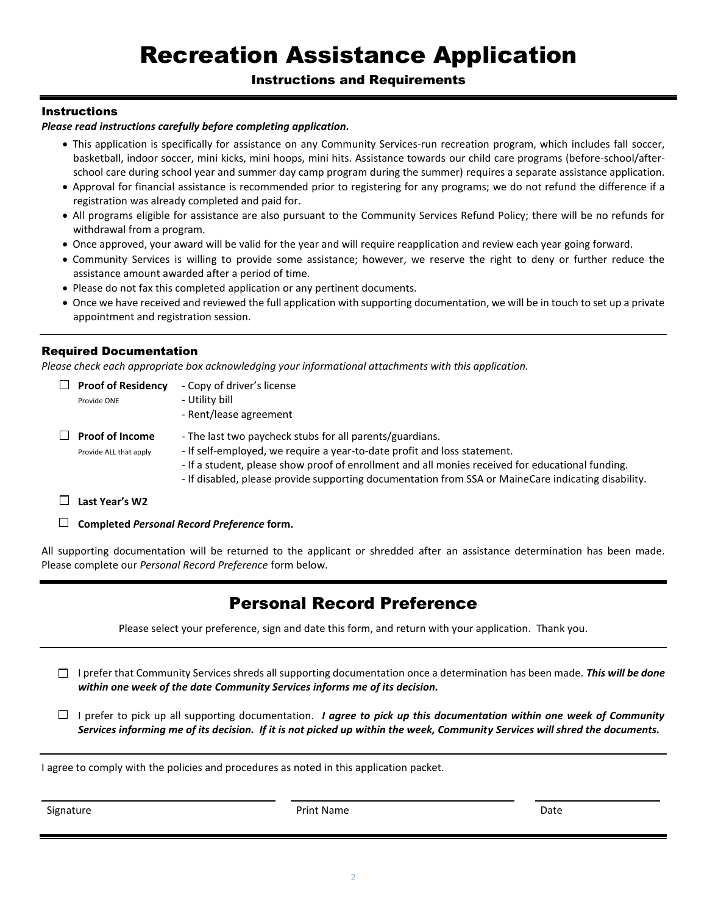# Recreation Assistance Application

## Instructions and Requirements

### Instructions

***Please read instructions carefully before completing application.***

- This application is specifically for assistance on any Community Services-run recreation program, which includes fall soccer, basketball, indoor soccer, mini kicks, mini hoops, mini hits. Assistance towards our child care programs (before-school/after-school care during school year and summer day camp program during the summer) requires a separate assistance application.
- Approval for financial assistance is recommended prior to registering for any programs; we do not refund the difference if a registration was already completed and paid for.
- All programs eligible for assistance are also pursuant to the Community Services Refund Policy; there will be no refunds for withdrawal from a program.
- Once approved, your award will be valid for the year and will require reapplication and review each year going forward.
- Community Services is willing to provide some assistance; however, we reserve the right to deny or further reduce the assistance amount awarded after a period of time.
- Please do not fax this completed application or any pertinent documents.
- Once we have received and reviewed the full application with supporting documentation, we will be in touch to set up a private appointment and registration session.

### Required Documentation

*Please check each appropriate box acknowledging your informational attachments with this application.*

☐ **Proof of Residency** (Provide ONE)
- Copy of driver's license
- Utility bill
- Rent/lease agreement

☐ **Proof of Income** (Provide ALL that apply)
- The last two paycheck stubs for all parents/guardians.
- If self-employed, we require a year-to-date profit and loss statement.
- If a student, please show proof of enrollment and all monies received for educational funding.
- If disabled, please provide supporting documentation from SSA or MaineCare indicating disability.

☐ **Last Year's W2**

☐ **Completed *Personal Record Preference* form.**

All supporting documentation will be returned to the applicant or shredded after an assistance determination has been made. Please complete our *Personal Record Preference* form below.

## Personal Record Preference

Please select your preference, sign and date this form, and return with your application. Thank you.

☐ I prefer that Community Services shreds all supporting documentation once a determination has been made. ***This will be done within one week of the date Community Services informs me of its decision.***

☐ I prefer to pick up all supporting documentation. ***I agree to pick up this documentation within one week of Community Services informing me of its decision. If it is not picked up within the week, Community Services will shred the documents.***

I agree to comply with the policies and procedures as noted in this application packet.

| Signature | Print Name | Date |
|---|---|---|
| | | |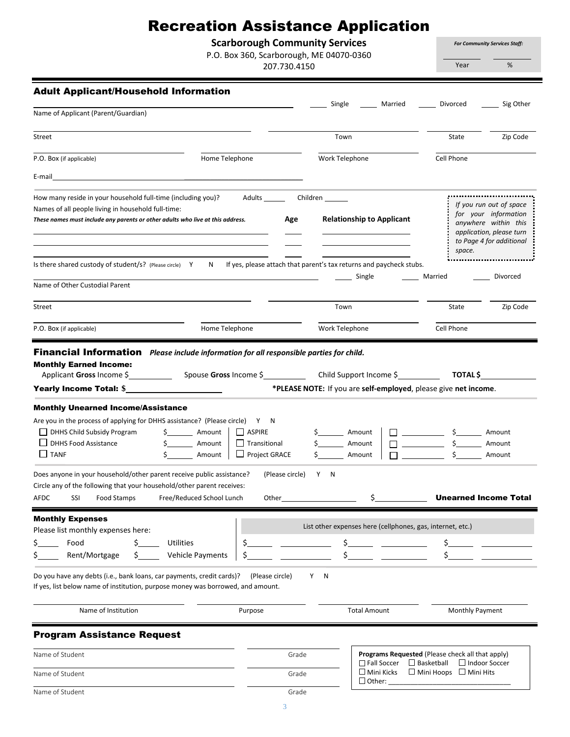# Recreation Assistance Application

**Scarborough Community Services**
P.O. Box 360, Scarborough, ME 04070-0360
207.730.4150

*For Community Services Staff:*
_______ Year _______ %

## Adult Applicant/Household Information

Name of Applicant (Parent/Guardian) ________________ ____ Single ____ Married ____ Divorced ____ Sig Other

Street ________________ Town ________________ State ______ Zip Code ______

P.O. Box (if applicable) ______ Home Telephone ______ Work Telephone ______ Cell Phone ______

E-mail ________________

How many reside in your household full-time (including you)? Adults ______ Children ______

Names of all people living in household full-time:
***These names must include any parents or other adults who live at this address.***

| Name | Age | Relationship to Applicant |
|---|---|---|
| | | |
| | | |
| | | |

*If you run out of space for your information anywhere within this application, please turn to Page 4 for additional space.*

Is there shared custody of student/s? (Please circle) Y N If yes, please attach that parent's tax returns and paycheck stubs.

Name of Other Custodial Parent ________________ ____ Single ____ Married ____ Divorced

Street ________________ Town ________________ State ______ Zip Code ______

P.O. Box (if applicable) ______ Home Telephone ______ Work Telephone ______ Cell Phone ______

## Financial Information *Please include information for all responsible parties for child.*

### Monthly Earned Income:

Applicant **Gross** Income $________ Spouse **Gross** Income $________ Child Support Income $________ **TOTAL $**________

**Yearly Income Total:** $________________

***PLEASE NOTE:** If you are **self-employed**, please give **net income**.

### Monthly Unearned Income/Assistance

Are you in the process of applying for DHHS assistance? (Please circle) Y N

| | | | | | |
|---|---|---|---|---|---|
| ☐ DHHS Child Subsidy Program | $______ Amount | ☐ ASPIRE | $______ Amount | ☐ ________ | $______ Amount |
| ☐ DHHS Food Assistance | $______ Amount | ☐ Transitional | $______ Amount | ☐ ________ | $______ Amount |
| ☐ TANF | $______ Amount | ☐ Project GRACE | $______ Amount | ☐ ________ | $______ Amount |

Does anyone in your household/other parent receive public assistance? (Please circle) Y N

Circle any of the following that your household/other parent receives:

AFDC SSI Food Stamps Free/Reduced School Lunch Other ____________ $__________ **Unearned Income Total**

### Monthly Expenses

Please list monthly expenses here:

$______ Food $______ Utilities
$______ Rent/Mortgage $______ Vehicle Payments

List other expenses here (cellphones, gas, internet, etc.)

| | | |
|---|---|---|
| $______ ________ | $______ ________ | $______ ________ |
| $______ ________ | $______ ________ | $______ ________ |

Do you have any debts (i.e., bank loans, car payments, credit cards)? (Please circle) Y N
If yes, list below name of institution, purpose money was borrowed, and amount.

| Name of Institution | Purpose | Total Amount | Monthly Payment |
|---|---|---|---|
| | | | |

## Program Assistance Request

| Name of Student | Grade |
|---|---|
| | |
| | |
| | |

**Programs Requested** (Please check all that apply)
☐ Fall Soccer ☐ Basketball ☐ Indoor Soccer
☐ Mini Kicks ☐ Mini Hoops ☐ Mini Hits
☐ Other: ________________________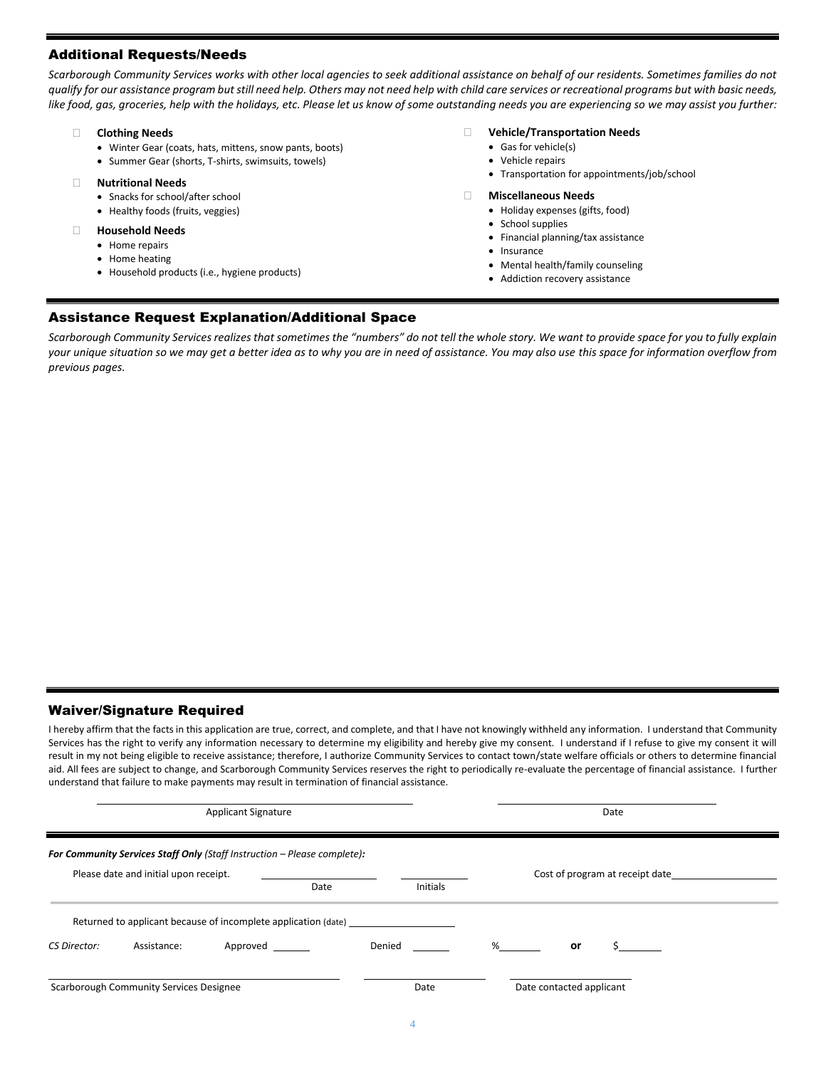## Additional Requests/Needs

*Scarborough Community Services works with other local agencies to seek additional assistance on behalf of our residents. Sometimes families do not qualify for our assistance program but still need help. Others may not need help with child care services or recreational programs but with basic needs, like food, gas, groceries, help with the holidays, etc. Please let us know of some outstanding needs you are experiencing so we may assist you further:*

- ☐ **Clothing Needs**
  - Winter Gear (coats, hats, mittens, snow pants, boots)
  - Summer Gear (shorts, T-shirts, swimsuits, towels)
- ☐ **Nutritional Needs**
  - Snacks for school/after school
  - Healthy foods (fruits, veggies)
- ☐ **Household Needs**
  - Home repairs
  - Home heating
  - Household products (i.e., hygiene products)
- ☐ **Vehicle/Transportation Needs**
  - Gas for vehicle(s)
  - Vehicle repairs
  - Transportation for appointments/job/school
- ☐ **Miscellaneous Needs**
  - Holiday expenses (gifts, food)
  - School supplies
  - Financial planning/tax assistance
  - Insurance
  - Mental health/family counseling
  - Addiction recovery assistance

## Assistance Request Explanation/Additional Space

*Scarborough Community Services realizes that sometimes the "numbers" do not tell the whole story. We want to provide space for you to fully explain your unique situation so we may get a better idea as to why you are in need of assistance. You may also use this space for information overflow from previous pages.*

## Waiver/Signature Required

I hereby affirm that the facts in this application are true, correct, and complete, and that I have not knowingly withheld any information. I understand that Community Services has the right to verify any information necessary to determine my eligibility and hereby give my consent. I understand if I refuse to give my consent it will result in my not being eligible to receive assistance; therefore, I authorize Community Services to contact town/state welfare officials or others to determine financial aid. All fees are subject to change, and Scarborough Community Services reserves the right to periodically re-evaluate the percentage of financial assistance. I further understand that failure to make payments may result in termination of financial assistance.

\_\_\_\_\_\_\_\_\_\_\_\_\_\_\_\_\_\_\_\_\_\_\_\_\_\_\_\_\_\_\_\_\_\_\_\_\_\_\_\_ Applicant Signature

\_\_\_\_\_\_\_\_\_\_\_\_\_\_\_\_\_\_\_\_\_\_\_\_ Date

***For Community Services Staff Only** (Staff Instruction – Please complete):*

Please date and initial upon receipt. \_\_\_\_\_\_\_\_\_\_\_\_ Date \_\_\_\_\_\_\_\_ Initials

Cost of program at receipt date\_\_\_\_\_\_\_\_\_\_\_\_\_\_\_\_

Returned to applicant because of incomplete application (date) \_\_\_\_\_\_\_\_\_\_\_\_\_\_\_\_

*CS Director:* Assistance: Approved \_\_\_\_\_\_ Denied \_\_\_\_\_\_ %\_\_\_\_\_\_ **or** $\_\_\_\_\_\_

\_\_\_\_\_\_\_\_\_\_\_\_\_\_\_\_\_\_\_\_\_\_\_\_\_\_\_\_\_\_\_\_ Scarborough Community Services Designee

\_\_\_\_\_\_\_\_\_\_\_\_\_\_\_\_ Date

\_\_\_\_\_\_\_\_\_\_\_\_\_\_\_\_ Date contacted applicant